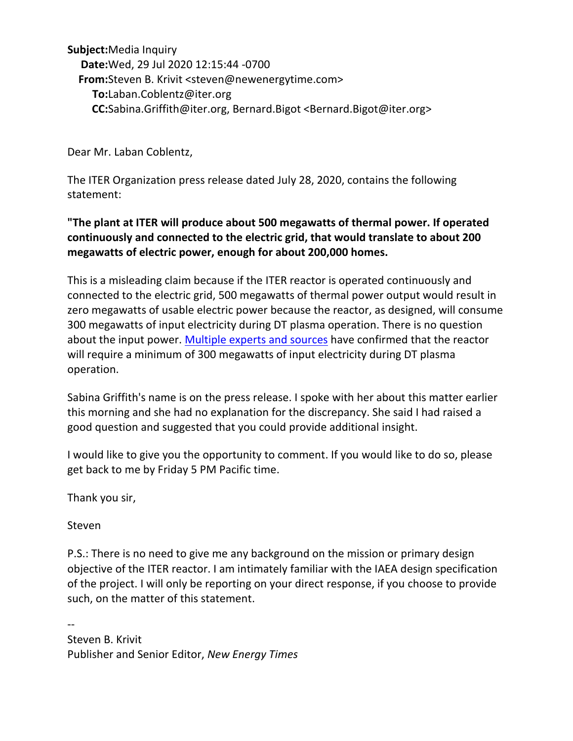**Subject:** Media Inquiry
**Date:** Wed, 29 Jul 2020 12:15:44 -0700
**From:** Steven B. Krivit <steven@newenergytime.com>
**To:** Laban.Coblentz@iter.org
**CC:** Sabina.Griffith@iter.org, Bernard.Bigot <Bernard.Bigot@iter.org>

Dear Mr. Laban Coblentz,

The ITER Organization press release dated July 28, 2020, contains the following statement:

**"The plant at ITER will produce about 500 megawatts of thermal power. If operated continuously and connected to the electric grid, that would translate to about 200 megawatts of electric power, enough for about 200,000 homes.**

This is a misleading claim because if the ITER reactor is operated continuously and connected to the electric grid, 500 megawatts of thermal power output would result in zero megawatts of usable electric power because the reactor, as designed, will consume 300 megawatts of input electricity during DT plasma operation. There is no question about the input power. Multiple experts and sources have confirmed that the reactor will require a minimum of 300 megawatts of input electricity during DT plasma operation.

Sabina Griffith's name is on the press release. I spoke with her about this matter earlier this morning and she had no explanation for the discrepancy. She said I had raised a good question and suggested that you could provide additional insight.

I would like to give you the opportunity to comment. If you would like to do so, please get back to me by Friday 5 PM Pacific time.

Thank you sir,

Steven

P.S.: There is no need to give me any background on the mission or primary design objective of the ITER reactor. I am intimately familiar with the IAEA design specification of the project. I will only be reporting on your direct response, if you choose to provide such, on the matter of this statement.

--
Steven B. Krivit
Publisher and Senior Editor, *New Energy Times*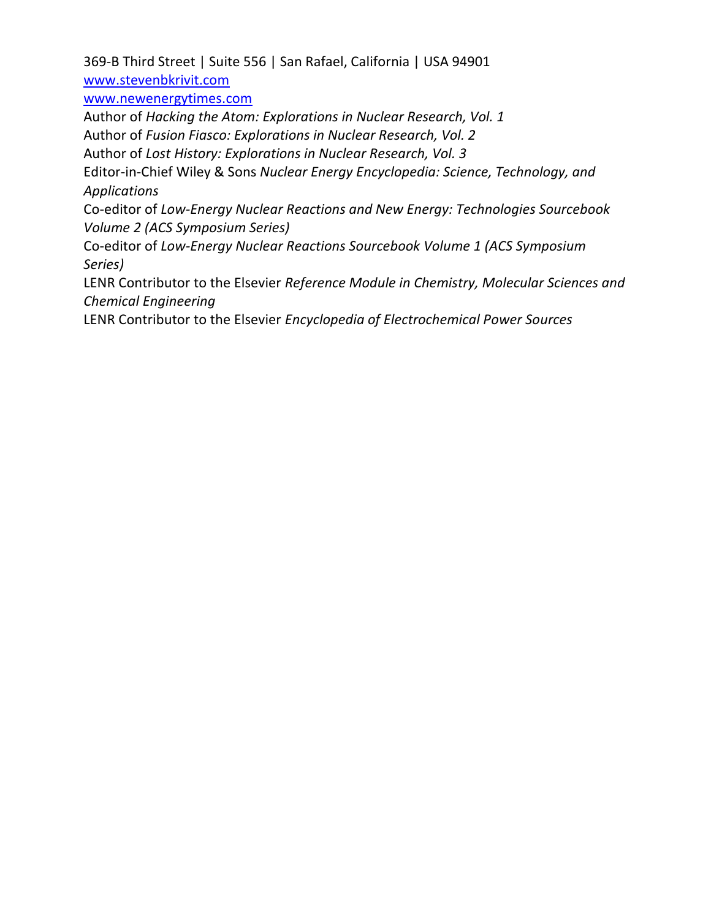369-B Third Street | Suite 556 | San Rafael, California | USA 94901

www.stevenbkrivit.com

www.newenergytimes.com

Author of *Hacking the Atom: Explorations in Nuclear Research, Vol. 1*

Author of *Fusion Fiasco: Explorations in Nuclear Research, Vol. 2*

Author of *Lost History: Explorations in Nuclear Research, Vol. 3*

Editor-in-Chief Wiley & Sons *Nuclear Energy Encyclopedia: Science, Technology, and Applications*

Co-editor of *Low-Energy Nuclear Reactions and New Energy: Technologies Sourcebook Volume 2 (ACS Symposium Series)*

Co-editor of *Low-Energy Nuclear Reactions Sourcebook Volume 1 (ACS Symposium Series)*

LENR Contributor to the Elsevier *Reference Module in Chemistry, Molecular Sciences and Chemical Engineering*

LENR Contributor to the Elsevier *Encyclopedia of Electrochemical Power Sources*